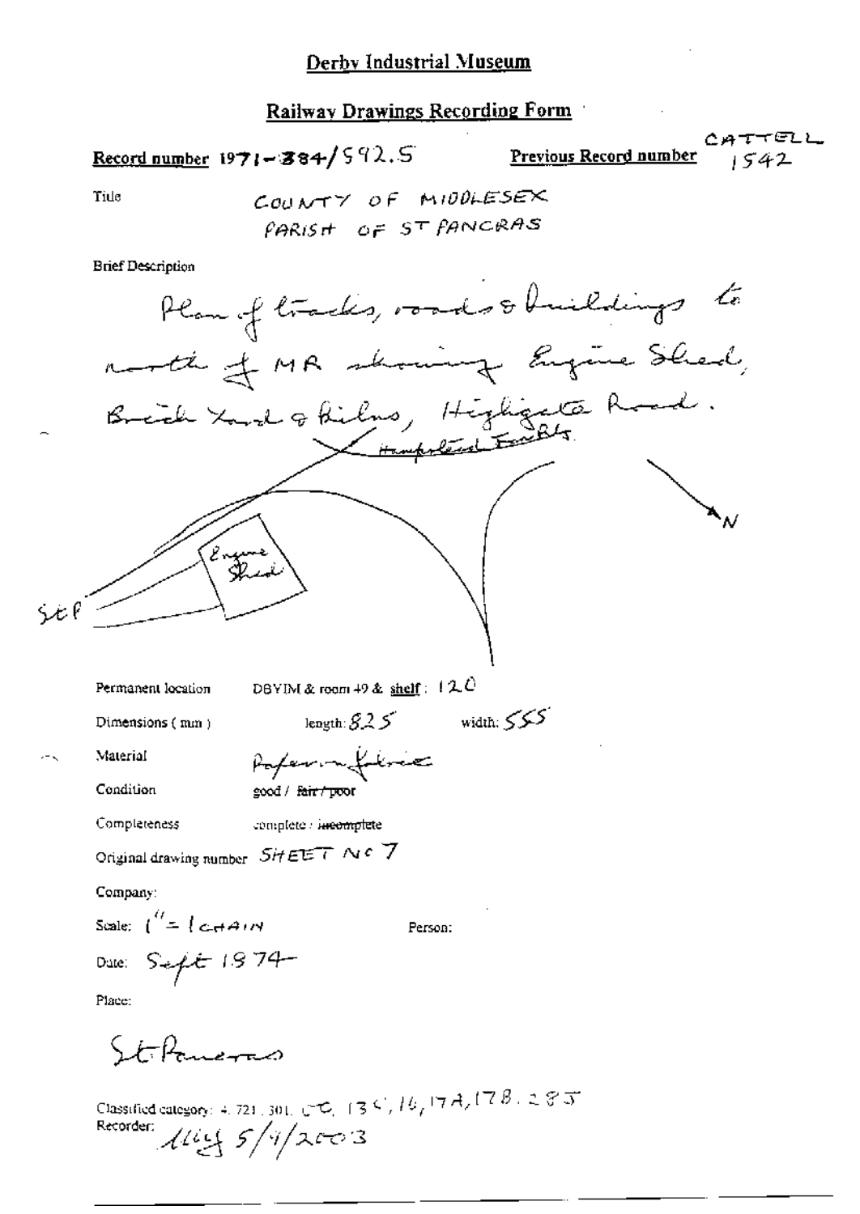# Derby Industrial Museum

## Railway Drawings Recording Form

**Record number** 1971-384/592.5

**Previous Record number** CATTELL 1542

Title

COUNTY OF MIDDLESEX
PARISH OF ST PANCRAS

Brief Description

Plan of tracks, roads & buildings to north of MR showing Engine Shed, Brick Yard & Kilns, Highgate Road. Hampstead Far Rly.

Engine Shed

StP

N

Permanent location DBYIM & room 49 & shelf: 120

Dimensions (mm) length: 825 width: 555

Material Paper on fabric

Condition good / ~~fair / poor~~

Completeness complete / ~~incomplete~~

Original drawing number SHEET No 7

Company:

Scale: 1" = 1 CHAIN

Person:

Date: Sept 1874

Place:

St Pancras

Classified category: 4. 721. 301. CC, 13C, 16, 17A, 17B, 28J

Recorder: MLG 5/4/2003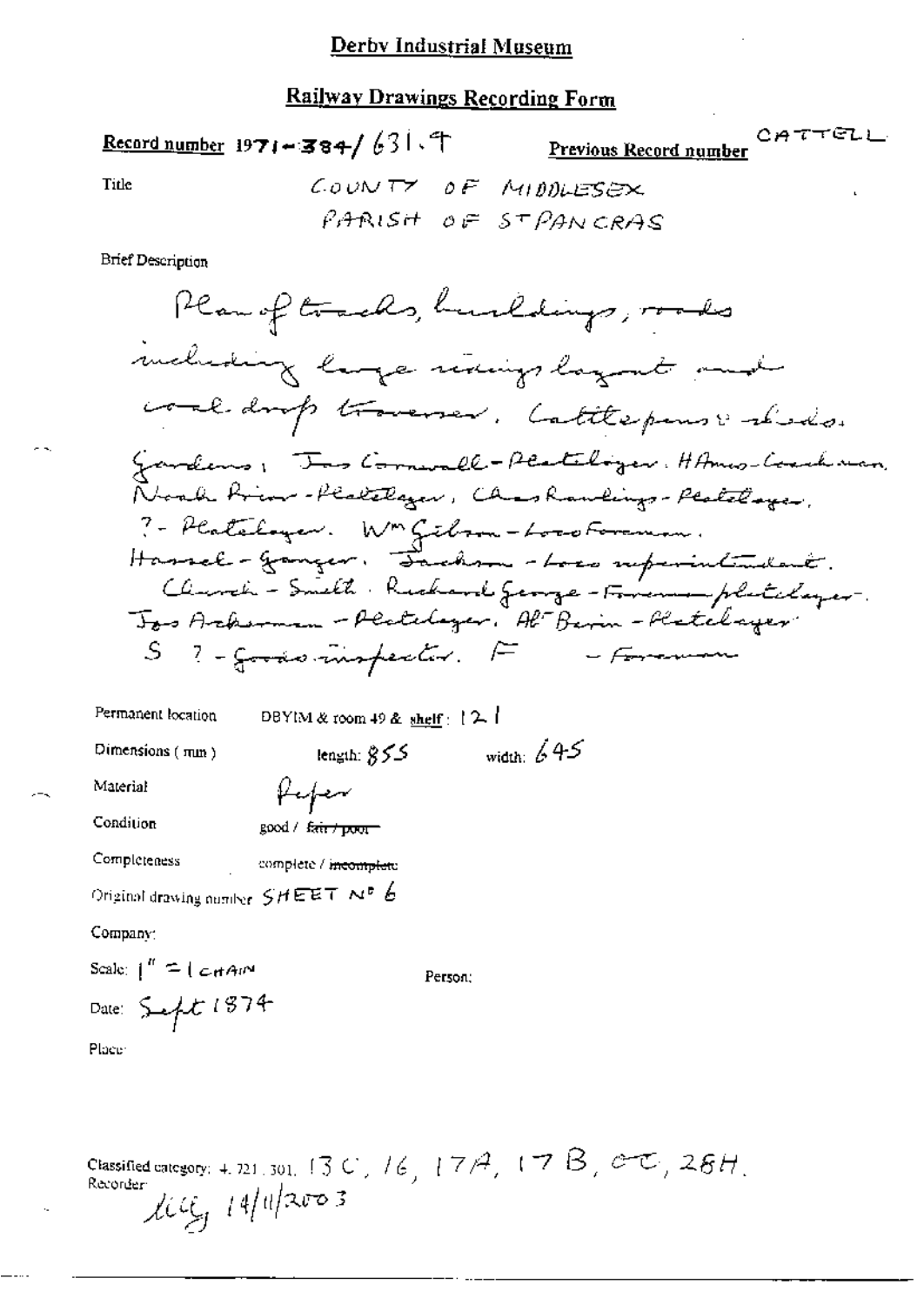# Derby Industrial Museum

## Railway Drawings Recording Form

**Record number** 1971-384/631.4 **Previous Record number** CATTELL

Title COUNTY OF MIDDLESEX
PARISH OF ST PANCRAS

Brief Description

Plan of tracks, buildings, roads including large sidings layout and coal drop traverser. Cattle pens & sheds. Gardens, Jas Cornwall - Platelayer. H Amos - Coachman. Noah Prior - Platelayer, Chas Rawlings - Platelayer, ? - Platelayer. Wm Gibson - Loco Foreman. Hassel - Ganger. Jackson - Loco superintendent. Church - Smith. Richard George - Foreman platelayer. Jos Ackerman - Platelayer. Alf Bevin - Platelayer. S ? - Goods inspector. F - Foreman

Permanent location DBYIM & room 49 & shelf: 121

Dimensions (mm) length: 855 width: 645

Material Paper

Condition good / ~~fair / poor~~

Completeness complete / ~~incomplete~~

Original drawing number SHEET No 6

Company:

Scale: 1" = 1 CHAIN

Person:

Date: Sept 1874

Place:

Classified category: 4.721.301, 13C, 16, 17A, 17B, CC, 28H.

Recorder: llg 14/11/2003